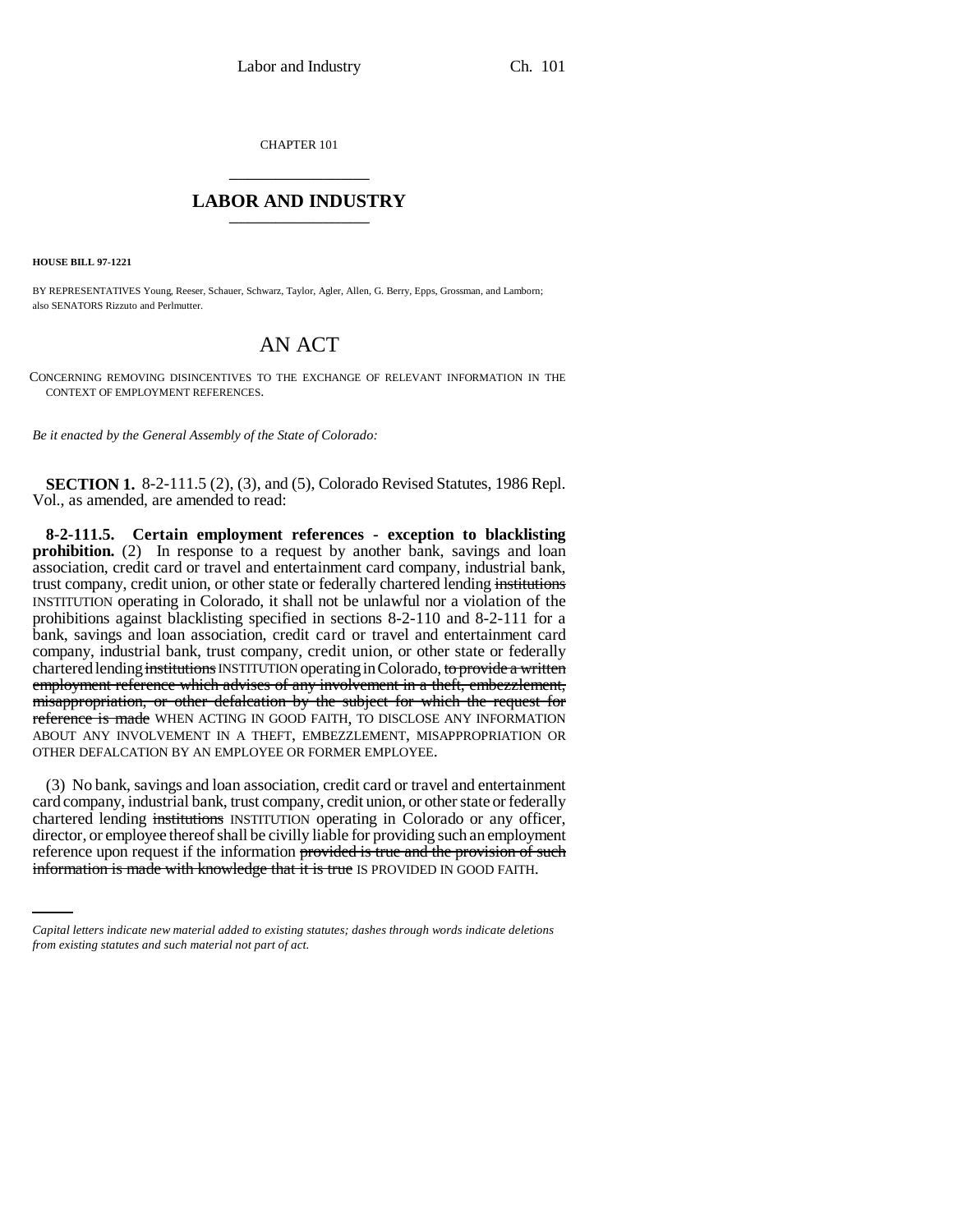CHAPTER 101

## LABOR AND INDUSTRY

**HOUSE BILL 97-1221**

BY REPRESENTATIVES Young, Reeser, Schauer, Schwarz, Taylor, Agler, Allen, G. Berry, Epps, Grossman, and Lamborn; also SENATORS Rizzuto and Perlmutter.

# AN ACT

CONCERNING REMOVING DISINCENTIVES TO THE EXCHANGE OF RELEVANT INFORMATION IN THE CONTEXT OF EMPLOYMENT REFERENCES.

*Be it enacted by the General Assembly of the State of Colorado:*

**SECTION 1.** 8-2-111.5 (2), (3), and (5), Colorado Revised Statutes, 1986 Repl. Vol., as amended, are amended to read:

**8-2-111.5. Certain employment references - exception to blacklisting prohibition.** (2) In response to a request by another bank, savings and loan association, credit card or travel and entertainment card company, industrial bank, trust company, credit union, or other state or federally chartered lending ~~institutions~~ INSTITUTION operating in Colorado, it shall not be unlawful nor a violation of the prohibitions against blacklisting specified in sections 8-2-110 and 8-2-111 for a bank, savings and loan association, credit card or travel and entertainment card company, industrial bank, trust company, credit union, or other state or federally chartered lending ~~institutions~~ INSTITUTION operating in Colorado, ~~to provide a written employment reference which advises of any involvement in a theft, embezzlement, misappropriation, or other defalcation by the subject for which the request for reference is made~~ WHEN ACTING IN GOOD FAITH, TO DISCLOSE ANY INFORMATION ABOUT ANY INVOLVEMENT IN A THEFT, EMBEZZLEMENT, MISAPPROPRIATION OR OTHER DEFALCATION BY AN EMPLOYEE OR FORMER EMPLOYEE.

(3) No bank, savings and loan association, credit card or travel and entertainment card company, industrial bank, trust company, credit union, or other state or federally chartered lending ~~institutions~~ INSTITUTION operating in Colorado or any officer, director, or employee thereof shall be civilly liable for providing such an employment reference upon request if the information ~~provided is true and the provision of such information is made with knowledge that it is true~~ IS PROVIDED IN GOOD FAITH.

*Capital letters indicate new material added to existing statutes; dashes through words indicate deletions from existing statutes and such material not part of act.*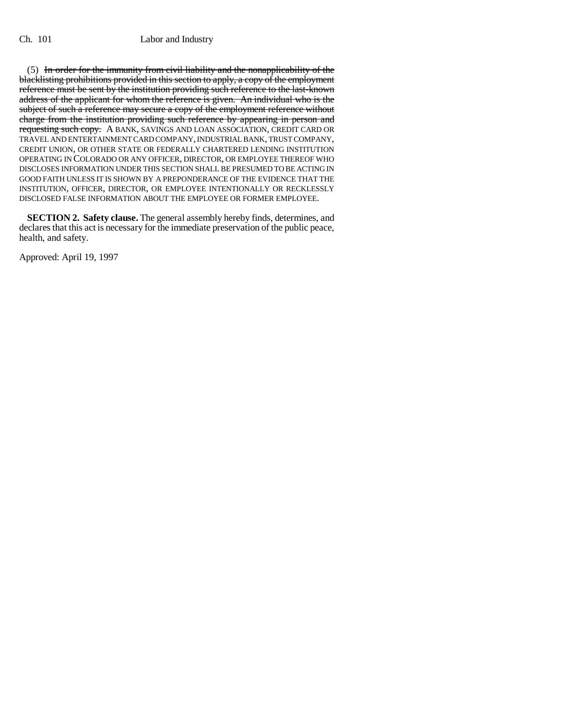(5) ~~In order for the immunity from civil liability and the nonapplicability of the blacklisting prohibitions provided in this section to apply, a copy of the employment reference must be sent by the institution providing such reference to the last-known address of the applicant for whom the reference is given. An individual who is the subject of such a reference may secure a copy of the employment reference without charge from the institution providing such reference by appearing in person and requesting such copy.~~ A BANK, SAVINGS AND LOAN ASSOCIATION, CREDIT CARD OR TRAVEL AND ENTERTAINMENT CARD COMPANY, INDUSTRIAL BANK, TRUST COMPANY, CREDIT UNION, OR OTHER STATE OR FEDERALLY CHARTERED LENDING INSTITUTION OPERATING IN COLORADO OR ANY OFFICER, DIRECTOR, OR EMPLOYEE THEREOF WHO DISCLOSES INFORMATION UNDER THIS SECTION SHALL BE PRESUMED TO BE ACTING IN GOOD FAITH UNLESS IT IS SHOWN BY A PREPONDERANCE OF THE EVIDENCE THAT THE INSTITUTION, OFFICER, DIRECTOR, OR EMPLOYEE INTENTIONALLY OR RECKLESSLY DISCLOSED FALSE INFORMATION ABOUT THE EMPLOYEE OR FORMER EMPLOYEE.

**SECTION 2. Safety clause.** The general assembly hereby finds, determines, and declares that this act is necessary for the immediate preservation of the public peace, health, and safety.

Approved: April 19, 1997